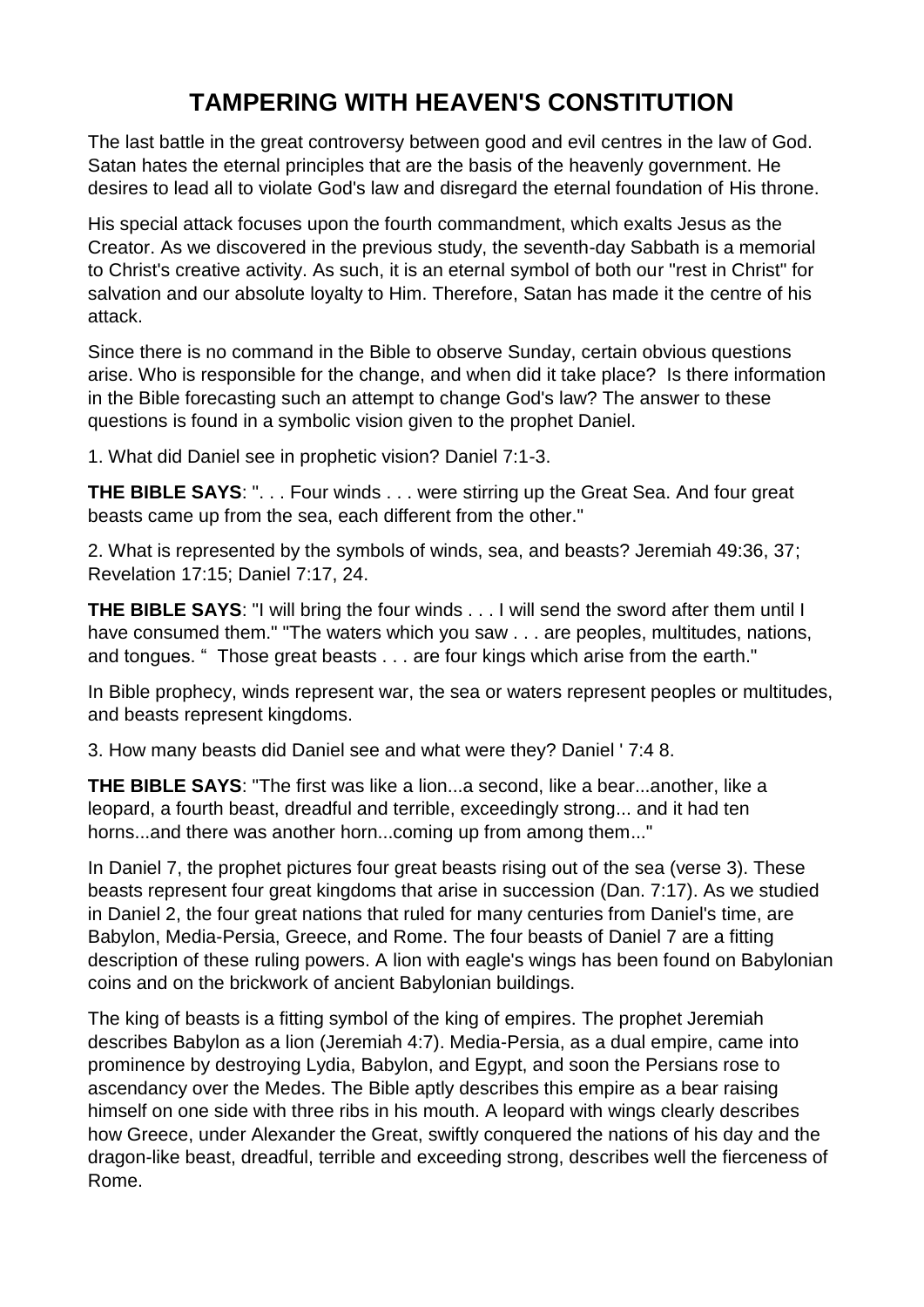# TAMPERING WITH HEAVEN'S CONSTITUTION

The last battle in the great controversy between good and evil centres in the law of God. Satan hates the eternal principles that are the basis of the heavenly government. He desires to lead all to violate God's law and disregard the eternal foundation of His throne.

His special attack focuses upon the fourth commandment, which exalts Jesus as the Creator. As we discovered in the previous study, the seventh-day Sabbath is a memorial to Christ's creative activity. As such, it is an eternal symbol of both our "rest in Christ" for salvation and our absolute loyalty to Him. Therefore, Satan has made it the centre of his attack.

Since there is no command in the Bible to observe Sunday, certain obvious questions arise. Who is responsible for the change, and when did it take place? Is there information in the Bible forecasting such an attempt to change God's law? The answer to these questions is found in a symbolic vision given to the prophet Daniel.

1. What did Daniel see in prophetic vision? Daniel 7:1-3.

**THE BIBLE SAYS**: ". . . Four winds . . . were stirring up the Great Sea. And four great beasts came up from the sea, each different from the other."

2. What is represented by the symbols of winds, sea, and beasts? Jeremiah 49:36, 37; Revelation 17:15; Daniel 7:17, 24.

**THE BIBLE SAYS**: "I will bring the four winds . . . I will send the sword after them until I have consumed them." "The waters which you saw . . . are peoples, multitudes, nations, and tongues. " Those great beasts . . . are four kings which arise from the earth."

In Bible prophecy, winds represent war, the sea or waters represent peoples or multitudes, and beasts represent kingdoms.

3. How many beasts did Daniel see and what were they? Daniel ' 7:4 8.

**THE BIBLE SAYS**: "The first was like a lion...a second, like a bear...another, like a leopard, a fourth beast, dreadful and terrible, exceedingly strong... and it had ten horns...and there was another horn...coming up from among them..."

In Daniel 7, the prophet pictures four great beasts rising out of the sea (verse 3). These beasts represent four great kingdoms that arise in succession (Dan. 7:17). As we studied in Daniel 2, the four great nations that ruled for many centuries from Daniel's time, are Babylon, Media-Persia, Greece, and Rome. The four beasts of Daniel 7 are a fitting description of these ruling powers. A lion with eagle's wings has been found on Babylonian coins and on the brickwork of ancient Babylonian buildings.

The king of beasts is a fitting symbol of the king of empires. The prophet Jeremiah describes Babylon as a lion (Jeremiah 4:7). Media-Persia, as a dual empire, came into prominence by destroying Lydia, Babylon, and Egypt, and soon the Persians rose to ascendancy over the Medes. The Bible aptly describes this empire as a bear raising himself on one side with three ribs in his mouth. A leopard with wings clearly describes how Greece, under Alexander the Great, swiftly conquered the nations of his day and the dragon-like beast, dreadful, terrible and exceeding strong, describes well the fierceness of Rome.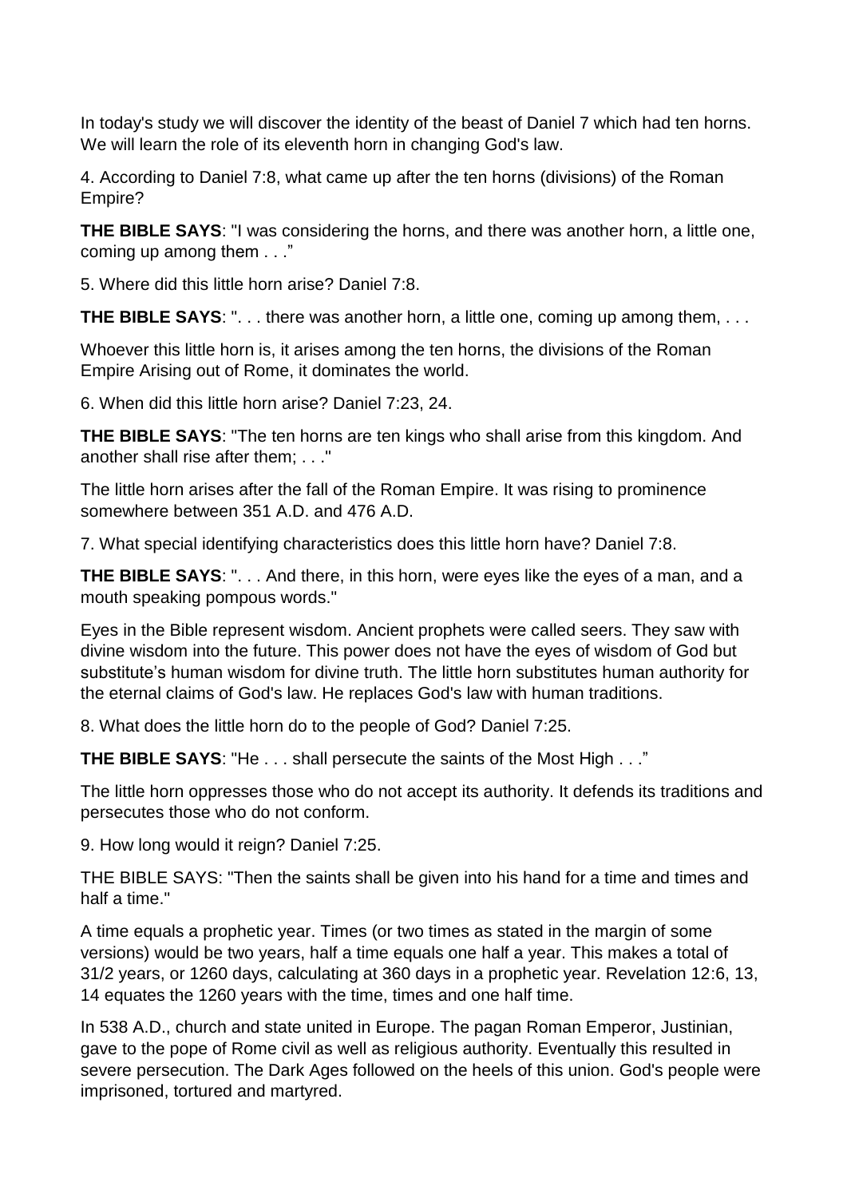In today's study we will discover the identity of the beast of Daniel 7 which had ten horns. We will learn the role of its eleventh horn in changing God's law.

4. According to Daniel 7:8, what came up after the ten horns (divisions) of the Roman Empire?

**THE BIBLE SAYS**: "I was considering the horns, and there was another horn, a little one, coming up among them . . ."

5. Where did this little horn arise? Daniel 7:8.

**THE BIBLE SAYS**: ". . . there was another horn, a little one, coming up among them, . . .

Whoever this little horn is, it arises among the ten horns, the divisions of the Roman Empire Arising out of Rome, it dominates the world.

6. When did this little horn arise? Daniel 7:23, 24.

**THE BIBLE SAYS**: "The ten horns are ten kings who shall arise from this kingdom. And another shall rise after them; . . ."

The little horn arises after the fall of the Roman Empire. It was rising to prominence somewhere between 351 A.D. and 476 A.D.

7. What special identifying characteristics does this little horn have? Daniel 7:8.

**THE BIBLE SAYS**: ". . . And there, in this horn, were eyes like the eyes of a man, and a mouth speaking pompous words."

Eyes in the Bible represent wisdom. Ancient prophets were called seers. They saw with divine wisdom into the future. This power does not have the eyes of wisdom of God but substitute's human wisdom for divine truth. The little horn substitutes human authority for the eternal claims of God's law. He replaces God's law with human traditions.

8. What does the little horn do to the people of God? Daniel 7:25.

**THE BIBLE SAYS**: "He . . . shall persecute the saints of the Most High . . ."

The little horn oppresses those who do not accept its authority. It defends its traditions and persecutes those who do not conform.

9. How long would it reign? Daniel 7:25.

THE BIBLE SAYS: "Then the saints shall be given into his hand for a time and times and half a time."

A time equals a prophetic year. Times (or two times as stated in the margin of some versions) would be two years, half a time equals one half a year. This makes a total of 31/2 years, or 1260 days, calculating at 360 days in a prophetic year. Revelation 12:6, 13, 14 equates the 1260 years with the time, times and one half time.

In 538 A.D., church and state united in Europe. The pagan Roman Emperor, Justinian, gave to the pope of Rome civil as well as religious authority. Eventually this resulted in severe persecution. The Dark Ages followed on the heels of this union. God's people were imprisoned, tortured and martyred.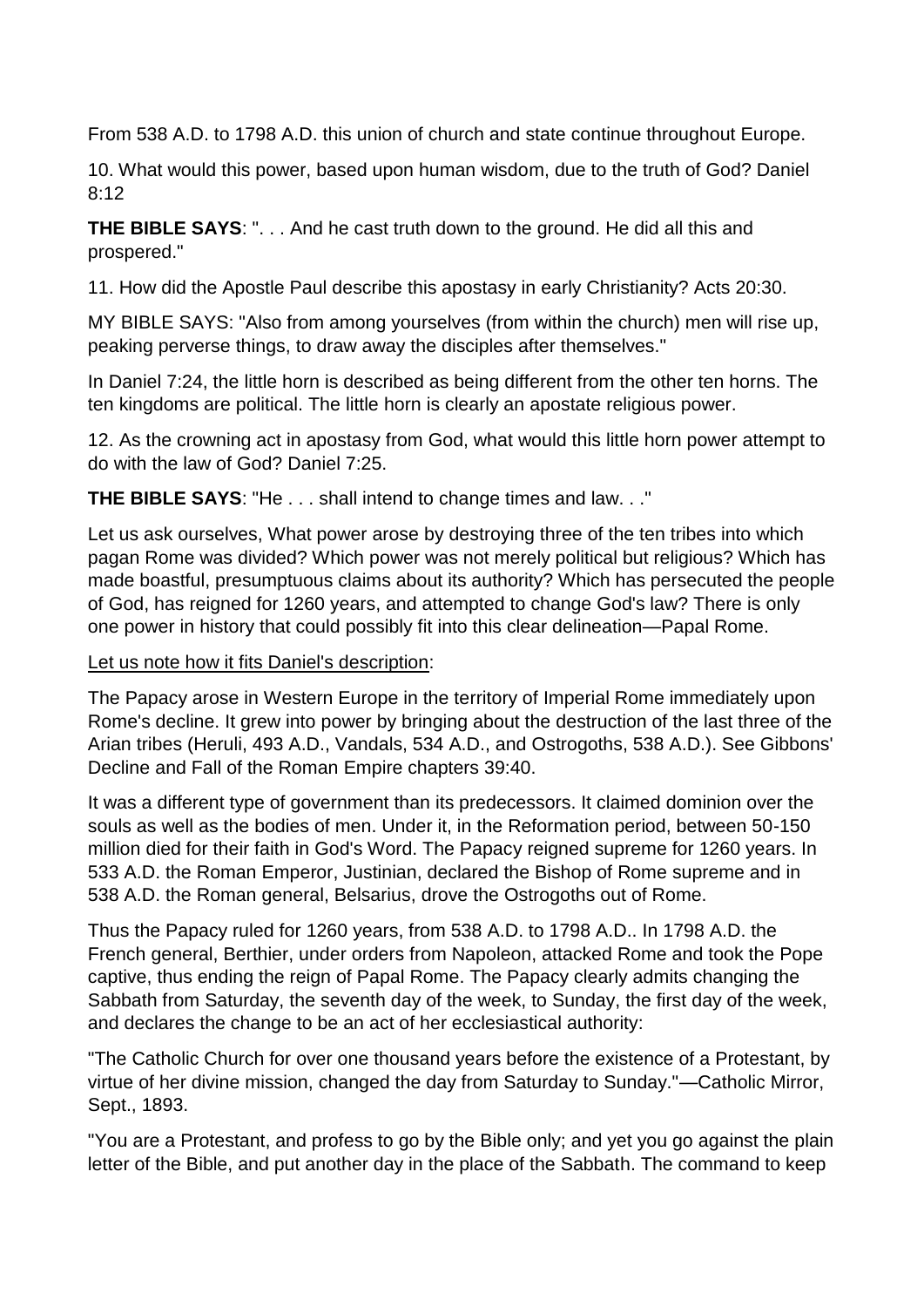From 538 A.D. to 1798 A.D. this union of church and state continue throughout Europe.

10. What would this power, based upon human wisdom, due to the truth of God? Daniel 8:12

**THE BIBLE SAYS**: ". . . And he cast truth down to the ground. He did all this and prospered."

11. How did the Apostle Paul describe this apostasy in early Christianity? Acts 20:30.

MY BIBLE SAYS: "Also from among yourselves (from within the church) men will rise up, peaking perverse things, to draw away the disciples after themselves."

In Daniel 7:24, the little horn is described as being different from the other ten horns. The ten kingdoms are political. The little horn is clearly an apostate religious power.

12. As the crowning act in apostasy from God, what would this little horn power attempt to do with the law of God? Daniel 7:25.

**THE BIBLE SAYS**: "He . . . shall intend to change times and law. . ."

Let us ask ourselves, What power arose by destroying three of the ten tribes into which pagan Rome was divided? Which power was not merely political but religious? Which has made boastful, presumptuous claims about its authority? Which has persecuted the people of God, has reigned for 1260 years, and attempted to change God's law? There is only one power in history that could possibly fit into this clear delineation—Papal Rome.

Let us note how it fits Daniel's description:

The Papacy arose in Western Europe in the territory of Imperial Rome immediately upon Rome's decline. It grew into power by bringing about the destruction of the last three of the Arian tribes (Heruli, 493 A.D., Vandals, 534 A.D., and Ostrogoths, 538 A.D.). See Gibbons' Decline and Fall of the Roman Empire chapters 39:40.

It was a different type of government than its predecessors. It claimed dominion over the souls as well as the bodies of men. Under it, in the Reformation period, between 50-150 million died for their faith in God's Word. The Papacy reigned supreme for 1260 years. In 533 A.D. the Roman Emperor, Justinian, declared the Bishop of Rome supreme and in 538 A.D. the Roman general, Belsarius, drove the Ostrogoths out of Rome.

Thus the Papacy ruled for 1260 years, from 538 A.D. to 1798 A.D.. In 1798 A.D. the French general, Berthier, under orders from Napoleon, attacked Rome and took the Pope captive, thus ending the reign of Papal Rome. The Papacy clearly admits changing the Sabbath from Saturday, the seventh day of the week, to Sunday, the first day of the week, and declares the change to be an act of her ecclesiastical authority:

"The Catholic Church for over one thousand years before the existence of a Protestant, by virtue of her divine mission, changed the day from Saturday to Sunday."—Catholic Mirror, Sept., 1893.

"You are a Protestant, and profess to go by the Bible only; and yet you go against the plain letter of the Bible, and put another day in the place of the Sabbath. The command to keep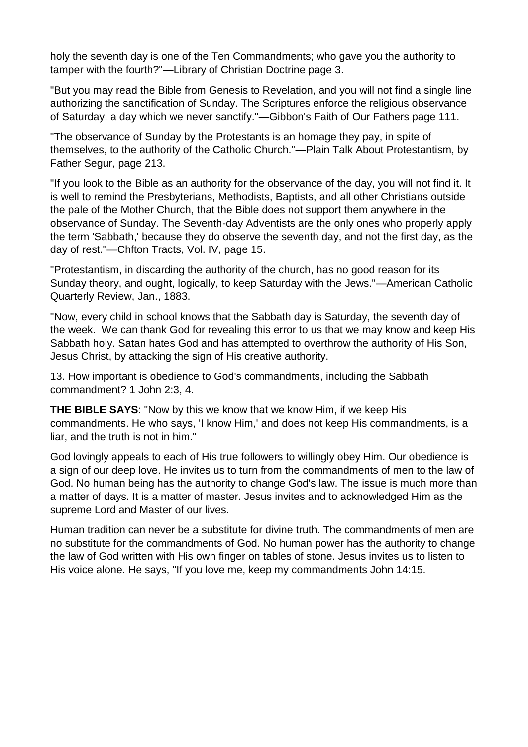holy the seventh day is one of the Ten Commandments; who gave you the authority to tamper with the fourth?"—Library of Christian Doctrine page 3.

"But you may read the Bible from Genesis to Revelation, and you will not find a single line authorizing the sanctification of Sunday. The Scriptures enforce the religious observance of Saturday, a day which we never sanctify."—Gibbon's Faith of Our Fathers page 111.

"The observance of Sunday by the Protestants is an homage they pay, in spite of themselves, to the authority of the Catholic Church."—Plain Talk About Protestantism, by Father Segur, page 213.

"If you look to the Bible as an authority for the observance of the day, you will not find it. It is well to remind the Presbyterians, Methodists, Baptists, and all other Christians outside the pale of the Mother Church, that the Bible does not support them anywhere in the observance of Sunday. The Seventh-day Adventists are the only ones who properly apply the term 'Sabbath,' because they do observe the seventh day, and not the first day, as the day of rest."—Chfton Tracts, Vol. IV, page 15.

"Protestantism, in discarding the authority of the church, has no good reason for its Sunday theory, and ought, logically, to keep Saturday with the Jews."—American Catholic Quarterly Review, Jan., 1883.

"Now, every child in school knows that the Sabbath day is Saturday, the seventh day of the week. We can thank God for revealing this error to us that we may know and keep His Sabbath holy. Satan hates God and has attempted to overthrow the authority of His Son, Jesus Christ, by attacking the sign of His creative authority.

13. How important is obedience to God's commandments, including the Sabbath commandment? 1 John 2:3, 4.

**THE BIBLE SAYS**: "Now by this we know that we know Him, if we keep His commandments. He who says, 'I know Him,' and does not keep His commandments, is a liar, and the truth is not in him."

God lovingly appeals to each of His true followers to willingly obey Him. Our obedience is a sign of our deep love. He invites us to turn from the commandments of men to the law of God. No human being has the authority to change God's law. The issue is much more than a matter of days. It is a matter of master. Jesus invites and to acknowledged Him as the supreme Lord and Master of our lives.

Human tradition can never be a substitute for divine truth. The commandments of men are no substitute for the commandments of God. No human power has the authority to change the law of God written with His own finger on tables of stone. Jesus invites us to listen to His voice alone. He says, "If you love me, keep my commandments John 14:15.